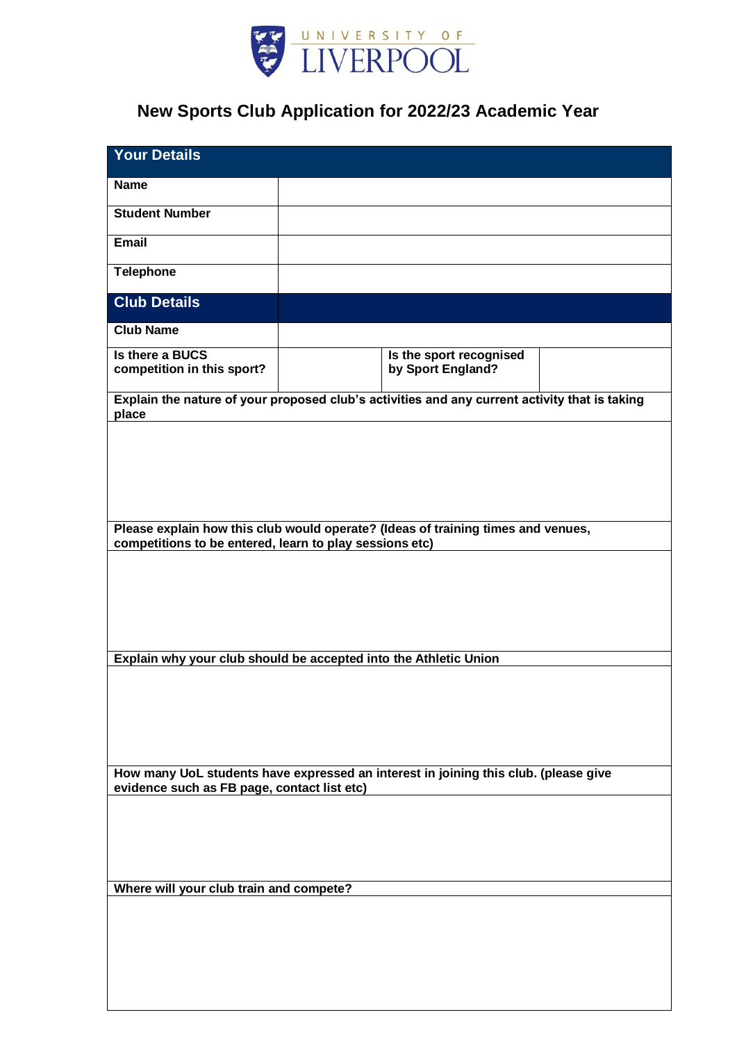UNIVERSITY OF LIVERPOOL

# New Sports Club Application for 2022/23 Academic Year

| **Your Details** | | | |
|---|---|---|---|
| **Name** | | | |
| **Student Number** | | | |
| **Email** | | | |
| **Telephone** | | | |
| **Club Details** | | | |
| **Club Name** | | | |
| **Is there a BUCS competition in this sport?** | | **Is the sport recognised by Sport England?** | |

| **Explain the nature of your proposed club's activities and any current activity that is taking place** |
|---|
| |
| **Please explain how this club would operate? (Ideas of training times and venues, competitions to be entered, learn to play sessions etc)** |
| |
| **Explain why your club should be accepted into the Athletic Union** |
| |
| **How many UoL students have expressed an interest in joining this club. (please give evidence such as FB page, contact list etc)** |
| |
| **Where will your club train and compete?** |
| |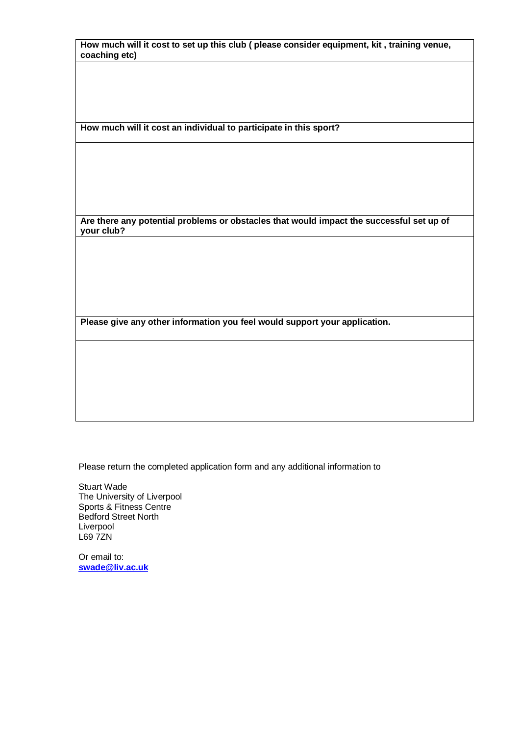| **How much will it cost to set up this club ( please consider equipment, kit , training venue, coaching etc)** |
| --- |
| |
| **How much will it cost an individual to participate in this sport?** |
| |
| **Are there any potential problems or obstacles that would impact the successful set up of your club?** |
| |
| **Please give any other information you feel would support your application.** |
| |

Please return the completed application form and any additional information to

Stuart Wade
The University of Liverpool
Sports & Fitness Centre
Bedford Street North
Liverpool
L69 7ZN

Or email to:
**swade@liv.ac.uk**